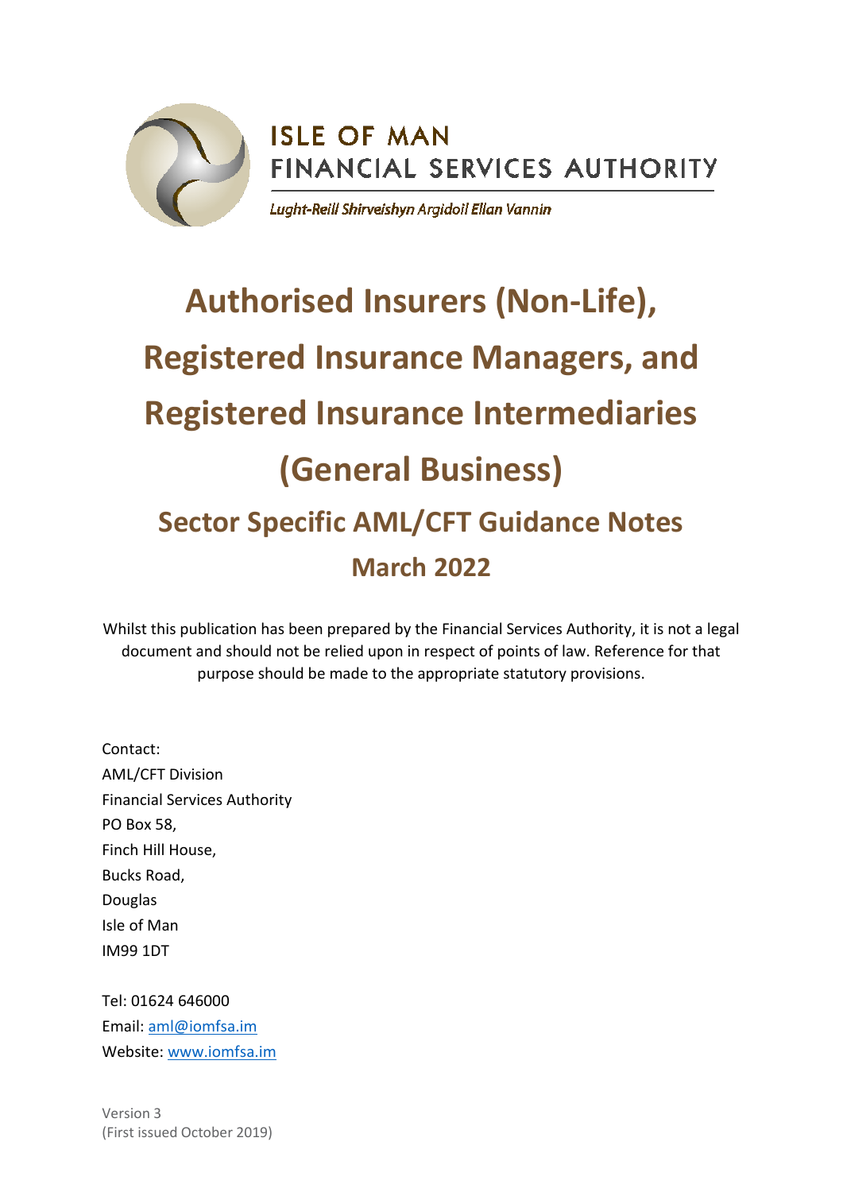ISLE OF MAN
FINANCIAL SERVICES AUTHORITY

*Lught-Reill Shirveishyn Argidoil Ellan Vannin*

# Authorised Insurers (Non-Life), Registered Insurance Managers, and Registered Insurance Intermediaries (General Business)

## Sector Specific AML/CFT Guidance Notes

## March 2022

Whilst this publication has been prepared by the Financial Services Authority, it is not a legal document and should not be relied upon in respect of points of law. Reference for that purpose should be made to the appropriate statutory provisions.

Contact:
AML/CFT Division
Financial Services Authority
PO Box 58,
Finch Hill House,
Bucks Road,
Douglas
Isle of Man
IM99 1DT

Tel: 01624 646000
Email: aml@iomfsa.im
Website: www.iomfsa.im

Version 3
(First issued October 2019)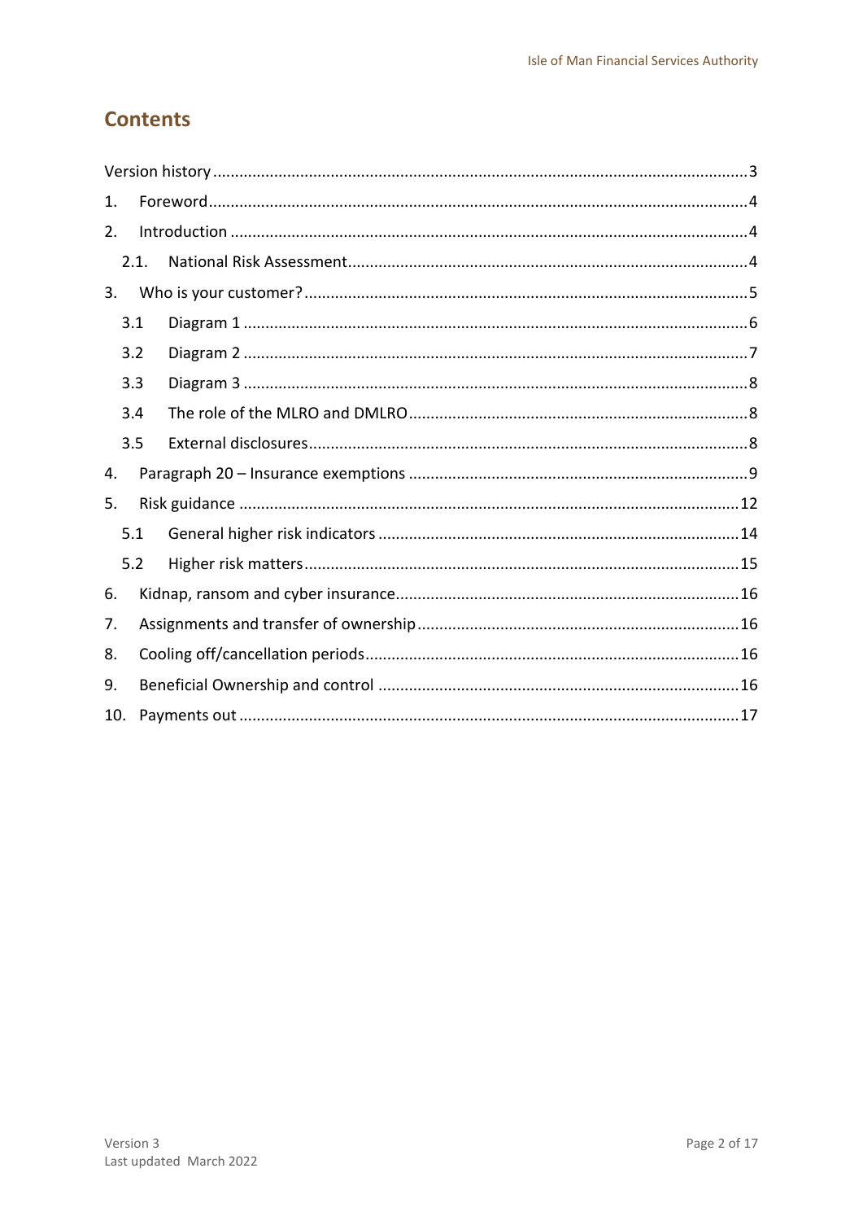## Contents

Version history ........................................................................ 3

1. Foreword ........................................................................ 4
2. Introduction ........................................................................ 4
   - 2.1. National Risk Assessment ........................................................................ 4
3. Who is your customer? ........................................................................ 5
   - 3.1 Diagram 1 ........................................................................ 6
   - 3.2 Diagram 2 ........................................................................ 7
   - 3.3 Diagram 3 ........................................................................ 8
   - 3.4 The role of the MLRO and DMLRO ........................................................................ 8
   - 3.5 External disclosures ........................................................................ 8
4. Paragraph 20 – Insurance exemptions ........................................................................ 9
5. Risk guidance ........................................................................ 12
   - 5.1 General higher risk indicators ........................................................................ 14
   - 5.2 Higher risk matters ........................................................................ 15
6. Kidnap, ransom and cyber insurance ........................................................................ 16
7. Assignments and transfer of ownership ........................................................................ 16
8. Cooling off/cancellation periods ........................................................................ 16
9. Beneficial Ownership and control ........................................................................ 16
10. Payments out ........................................................................ 17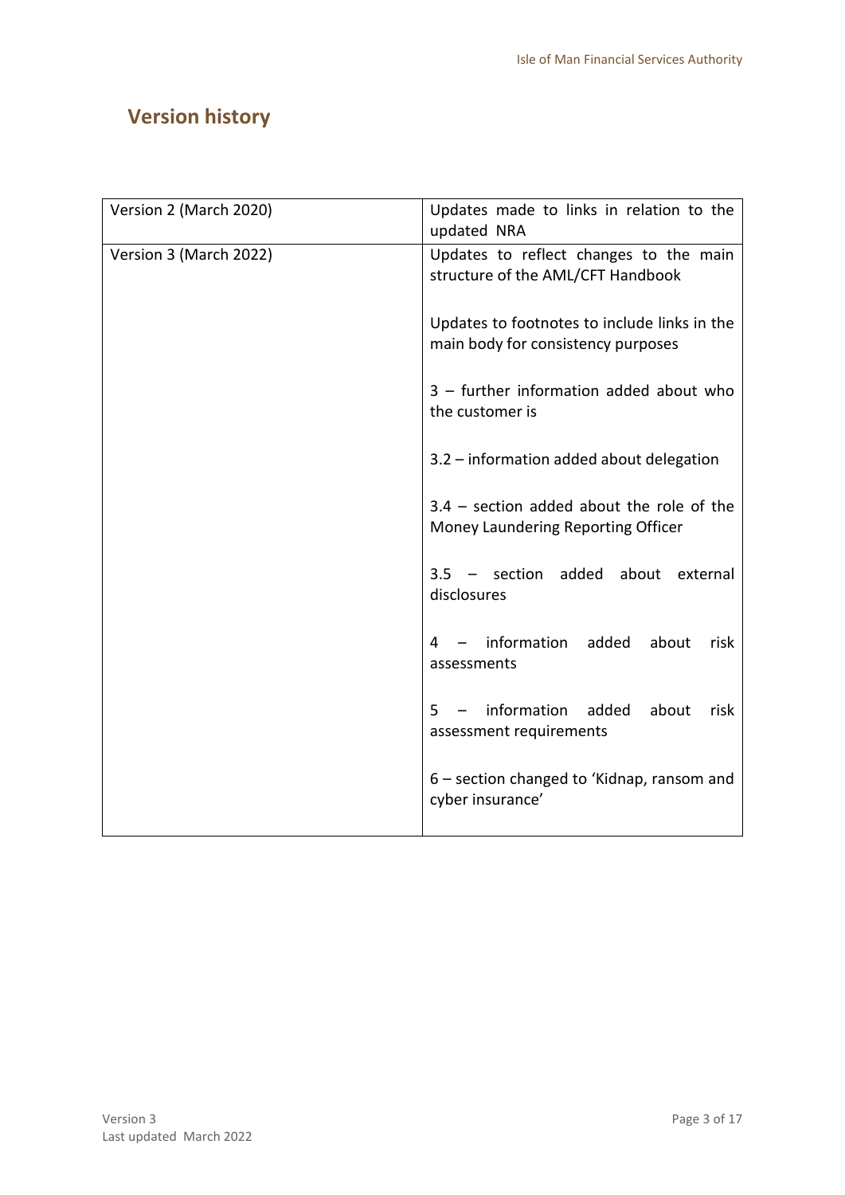## Version history

| | |
|---|---|
| Version 2 (March 2020) | Updates made to links in relation to the updated NRA |
| Version 3 (March 2022) | Updates to reflect changes to the main structure of the AML/CFT Handbook<br><br>Updates to footnotes to include links in the main body for consistency purposes<br><br>3 – further information added about who the customer is<br><br>3.2 – information added about delegation<br><br>3.4 – section added about the role of the Money Laundering Reporting Officer<br><br>3.5 – section added about external disclosures<br><br>4 – information added about risk assessments<br><br>5 – information added about risk assessment requirements<br><br>6 – section changed to 'Kidnap, ransom and cyber insurance' |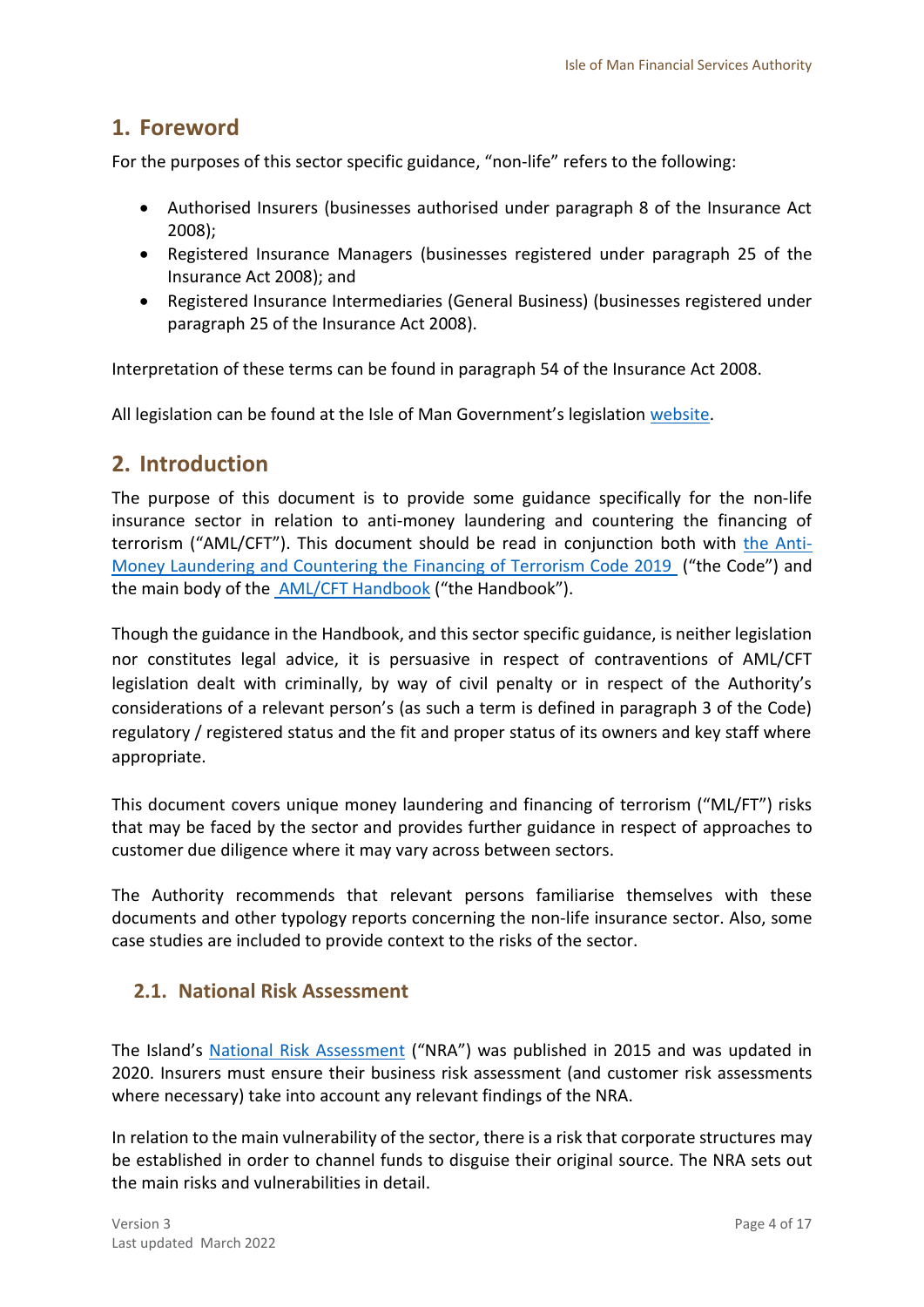## 1. Foreword

For the purposes of this sector specific guidance, "non-life" refers to the following:

- Authorised Insurers (businesses authorised under paragraph 8 of the Insurance Act 2008);
- Registered Insurance Managers (businesses registered under paragraph 25 of the Insurance Act 2008); and
- Registered Insurance Intermediaries (General Business) (businesses registered under paragraph 25 of the Insurance Act 2008).

Interpretation of these terms can be found in paragraph 54 of the Insurance Act 2008.

All legislation can be found at the Isle of Man Government's legislation website.

## 2. Introduction

The purpose of this document is to provide some guidance specifically for the non-life insurance sector in relation to anti-money laundering and countering the financing of terrorism ("AML/CFT"). This document should be read in conjunction both with the Anti-Money Laundering and Countering the Financing of Terrorism Code 2019 ("the Code") and the main body of the AML/CFT Handbook ("the Handbook").

Though the guidance in the Handbook, and this sector specific guidance, is neither legislation nor constitutes legal advice, it is persuasive in respect of contraventions of AML/CFT legislation dealt with criminally, by way of civil penalty or in respect of the Authority's considerations of a relevant person's (as such a term is defined in paragraph 3 of the Code) regulatory / registered status and the fit and proper status of its owners and key staff where appropriate.

This document covers unique money laundering and financing of terrorism ("ML/FT") risks that may be faced by the sector and provides further guidance in respect of approaches to customer due diligence where it may vary across between sectors.

The Authority recommends that relevant persons familiarise themselves with these documents and other typology reports concerning the non-life insurance sector. Also, some case studies are included to provide context to the risks of the sector.

### 2.1. National Risk Assessment

The Island's National Risk Assessment ("NRA") was published in 2015 and was updated in 2020. Insurers must ensure their business risk assessment (and customer risk assessments where necessary) take into account any relevant findings of the NRA.

In relation to the main vulnerability of the sector, there is a risk that corporate structures may be established in order to channel funds to disguise their original source. The NRA sets out the main risks and vulnerabilities in detail.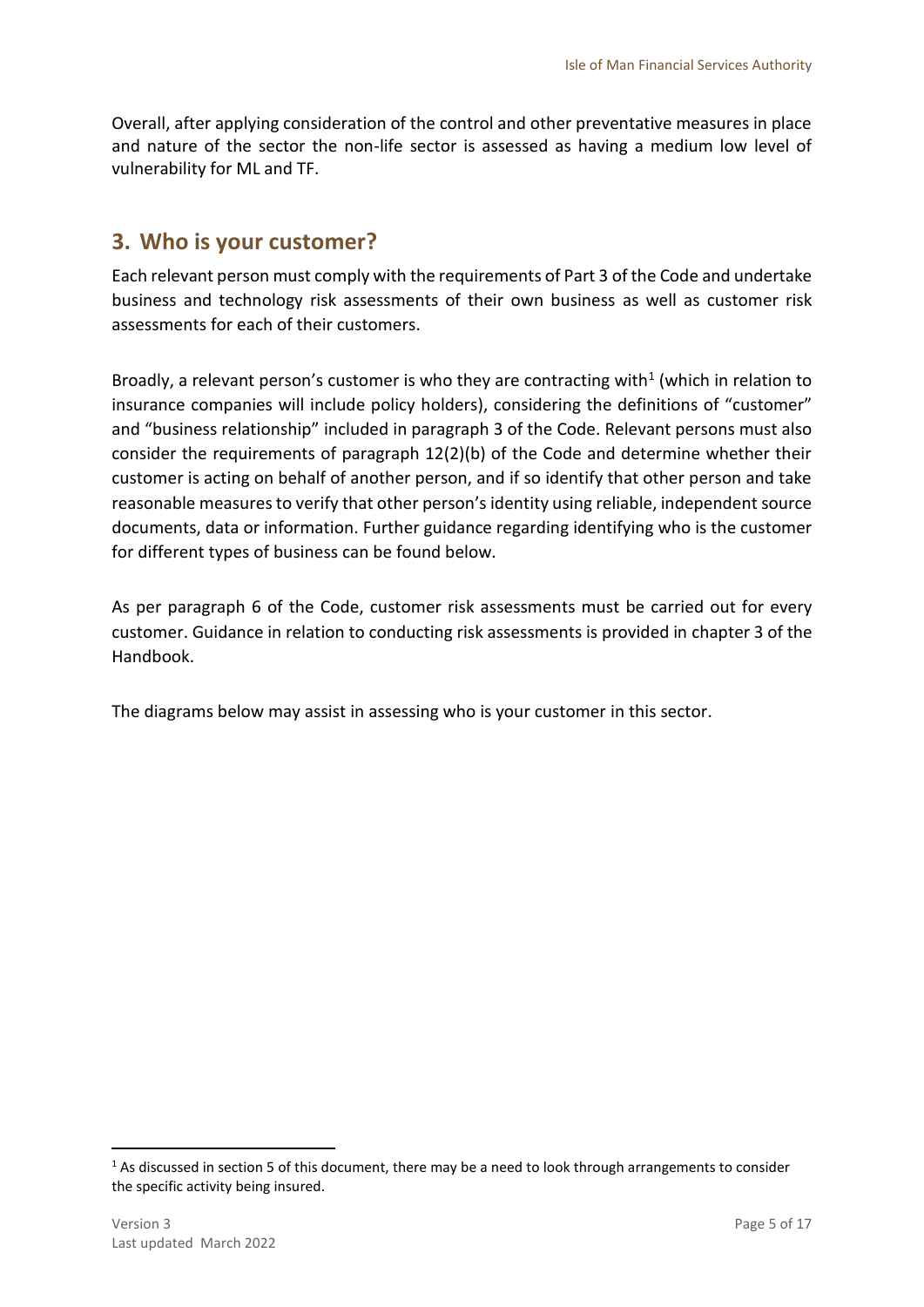Overall, after applying consideration of the control and other preventative measures in place and nature of the sector the non-life sector is assessed as having a medium low level of vulnerability for ML and TF.

## 3. Who is your customer?

Each relevant person must comply with the requirements of Part 3 of the Code and undertake business and technology risk assessments of their own business as well as customer risk assessments for each of their customers.

Broadly, a relevant person's customer is who they are contracting with[1] (which in relation to insurance companies will include policy holders), considering the definitions of "customer" and "business relationship" included in paragraph 3 of the Code. Relevant persons must also consider the requirements of paragraph 12(2)(b) of the Code and determine whether their customer is acting on behalf of another person, and if so identify that other person and take reasonable measures to verify that other person's identity using reliable, independent source documents, data or information. Further guidance regarding identifying who is the customer for different types of business can be found below.

As per paragraph 6 of the Code, customer risk assessments must be carried out for every customer. Guidance in relation to conducting risk assessments is provided in chapter 3 of the Handbook.

The diagrams below may assist in assessing who is your customer in this sector.

[1] As discussed in section 5 of this document, there may be a need to look through arrangements to consider the specific activity being insured.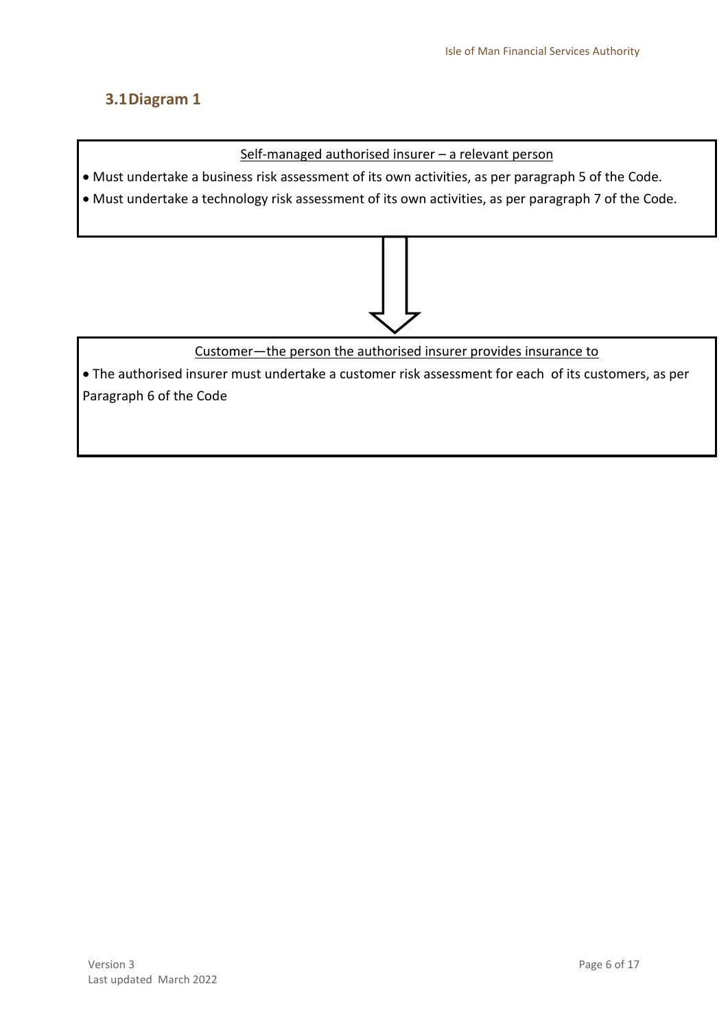## 3.1 Diagram 1

Self-managed authorised insurer – a relevant person

- Must undertake a business risk assessment of its own activities, as per paragraph 5 of the Code.
- Must undertake a technology risk assessment of its own activities, as per paragraph 7 of the Code.

↓

Customer—the person the authorised insurer provides insurance to

- The authorised insurer must undertake a customer risk assessment for each of its customers, as per Paragraph 6 of the Code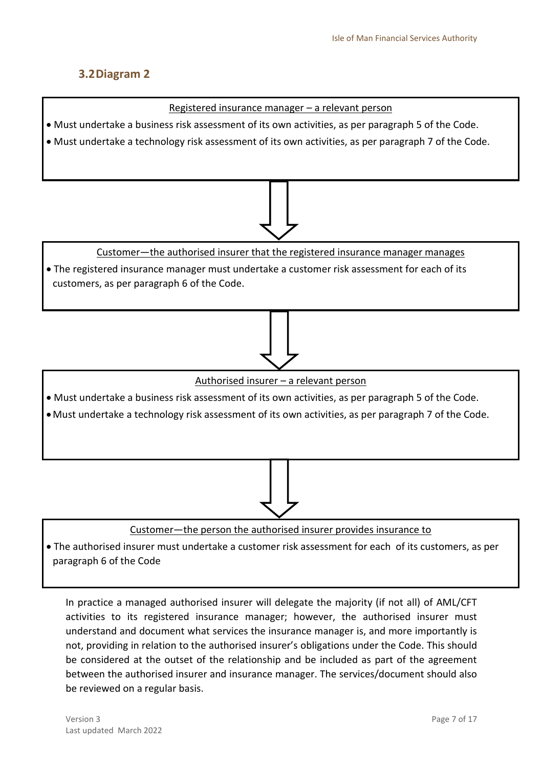## 3.2 Diagram 2

**Registered insurance manager – a relevant person**

- Must undertake a business risk assessment of its own activities, as per paragraph 5 of the Code.
- Must undertake a technology risk assessment of its own activities, as per paragraph 7 of the Code.

⇓

**Customer—the authorised insurer that the registered insurance manager manages**

- The registered insurance manager must undertake a customer risk assessment for each of its customers, as per paragraph 6 of the Code.

⇓

**Authorised insurer – a relevant person**

- Must undertake a business risk assessment of its own activities, as per paragraph 5 of the Code.
- Must undertake a technology risk assessment of its own activities, as per paragraph 7 of the Code.

⇓

**Customer—the person the authorised insurer provides insurance to**

- The authorised insurer must undertake a customer risk assessment for each of its customers, as per paragraph 6 of the Code

In practice a managed authorised insurer will delegate the majority (if not all) of AML/CFT activities to its registered insurance manager; however, the authorised insurer must understand and document what services the insurance manager is, and more importantly is not, providing in relation to the authorised insurer's obligations under the Code. This should be considered at the outset of the relationship and be included as part of the agreement between the authorised insurer and insurance manager. The services/document should also be reviewed on a regular basis.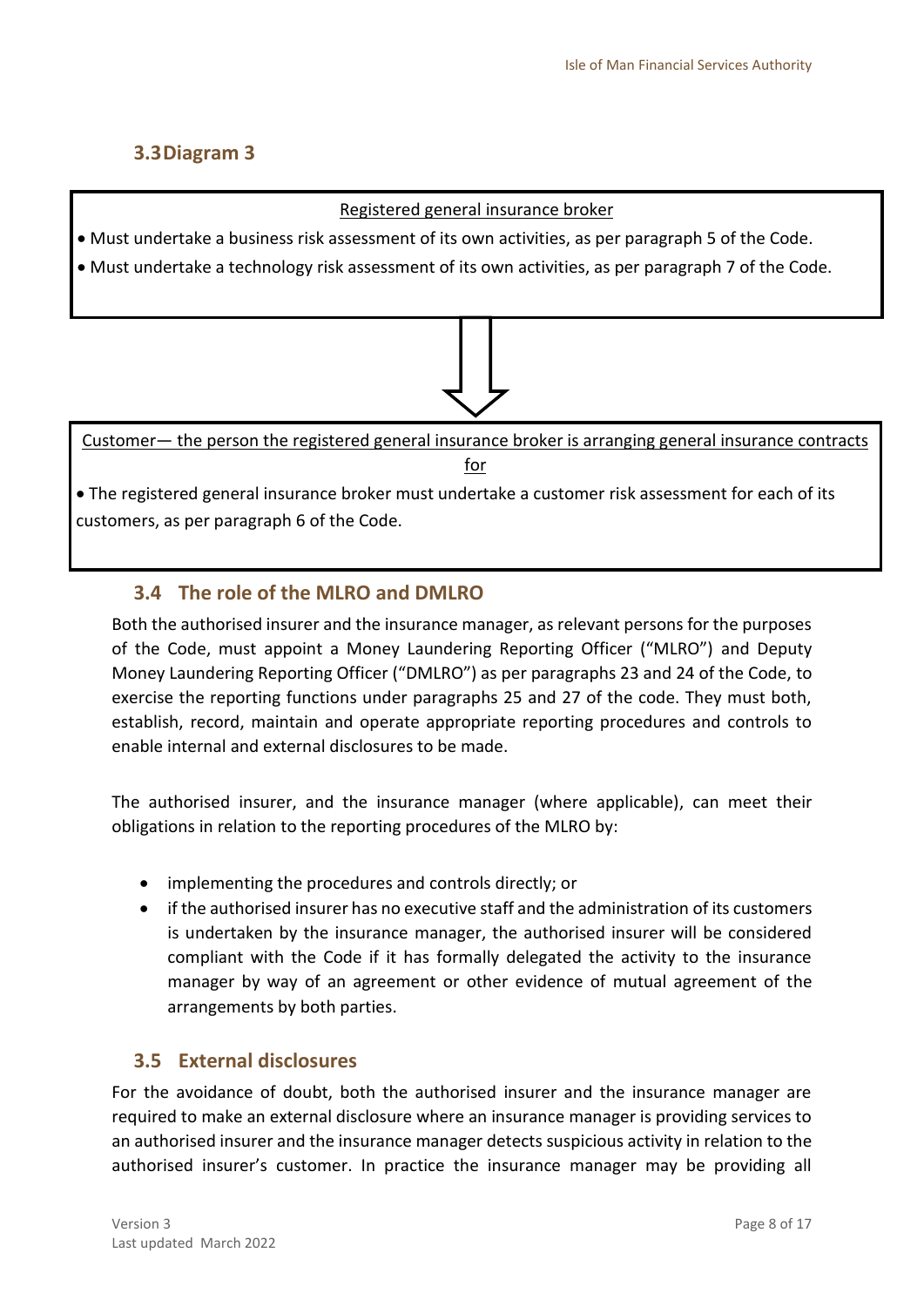## 3.3 Diagram 3

**Registered general insurance broker**

- Must undertake a business risk assessment of its own activities, as per paragraph 5 of the Code.
- Must undertake a technology risk assessment of its own activities, as per paragraph 7 of the Code.

↓

**Customer— the person the registered general insurance broker is arranging general insurance contracts for**

- The registered general insurance broker must undertake a customer risk assessment for each of its customers, as per paragraph 6 of the Code.

## 3.4 The role of the MLRO and DMLRO

Both the authorised insurer and the insurance manager, as relevant persons for the purposes of the Code, must appoint a Money Laundering Reporting Officer ("MLRO") and Deputy Money Laundering Reporting Officer ("DMLRO") as per paragraphs 23 and 24 of the Code, to exercise the reporting functions under paragraphs 25 and 27 of the code. They must both, establish, record, maintain and operate appropriate reporting procedures and controls to enable internal and external disclosures to be made.

The authorised insurer, and the insurance manager (where applicable), can meet their obligations in relation to the reporting procedures of the MLRO by:

- implementing the procedures and controls directly; or
- if the authorised insurer has no executive staff and the administration of its customers is undertaken by the insurance manager, the authorised insurer will be considered compliant with the Code if it has formally delegated the activity to the insurance manager by way of an agreement or other evidence of mutual agreement of the arrangements by both parties.

## 3.5 External disclosures

For the avoidance of doubt, both the authorised insurer and the insurance manager are required to make an external disclosure where an insurance manager is providing services to an authorised insurer and the insurance manager detects suspicious activity in relation to the authorised insurer's customer. In practice the insurance manager may be providing all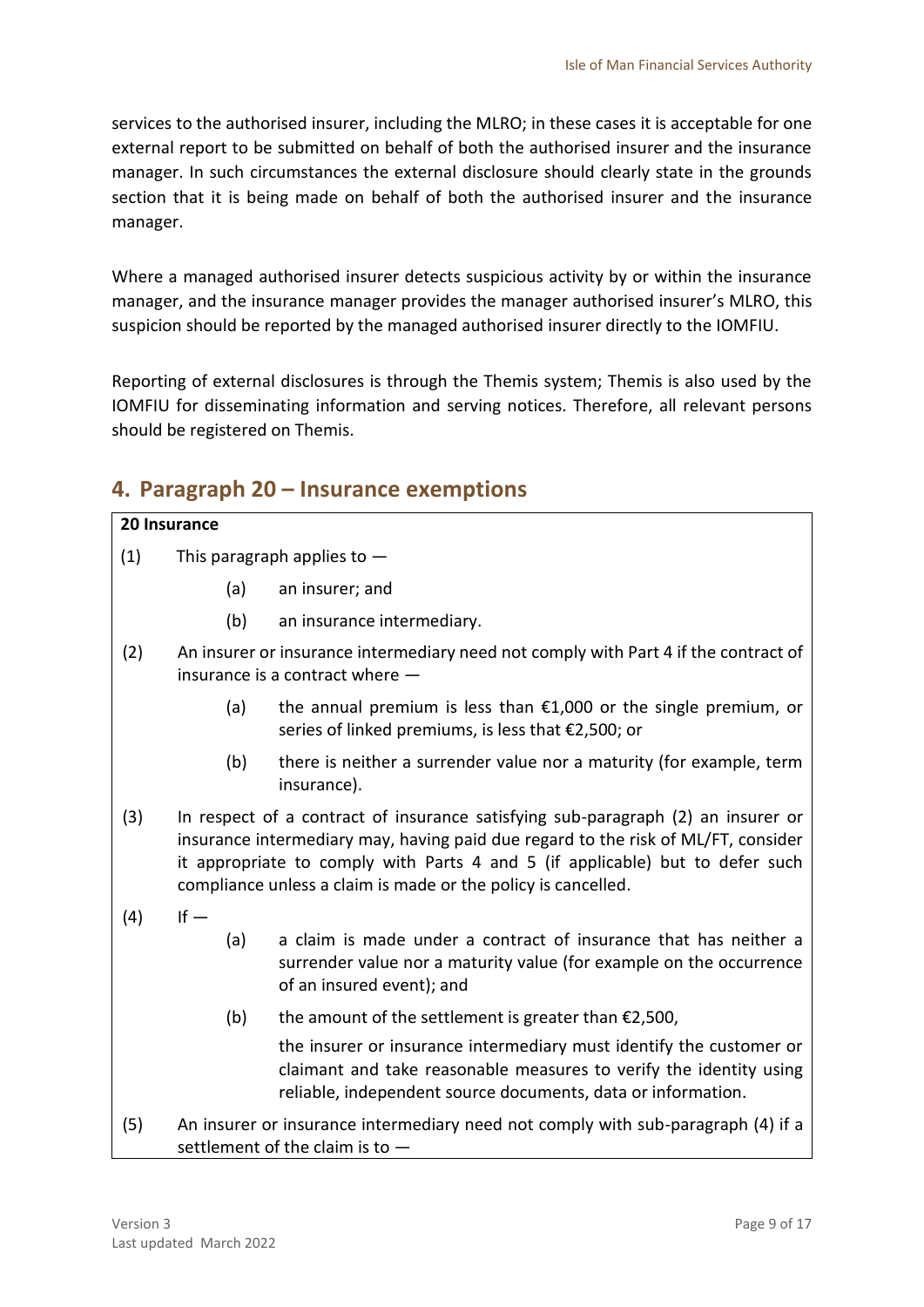services to the authorised insurer, including the MLRO; in these cases it is acceptable for one external report to be submitted on behalf of both the authorised insurer and the insurance manager. In such circumstances the external disclosure should clearly state in the grounds section that it is being made on behalf of both the authorised insurer and the insurance manager.

Where a managed authorised insurer detects suspicious activity by or within the insurance manager, and the insurance manager provides the manager authorised insurer's MLRO, this suspicion should be reported by the managed authorised insurer directly to the IOMFIU.

Reporting of external disclosures is through the Themis system; Themis is also used by the IOMFIU for disseminating information and serving notices. Therefore, all relevant persons should be registered on Themis.

## 4. Paragraph 20 – Insurance exemptions

**20 Insurance**

(1) This paragraph applies to —

(a) an insurer; and

(b) an insurance intermediary.

(2) An insurer or insurance intermediary need not comply with Part 4 if the contract of insurance is a contract where —

(a) the annual premium is less than €1,000 or the single premium, or series of linked premiums, is less that €2,500; or

(b) there is neither a surrender value nor a maturity (for example, term insurance).

(3) In respect of a contract of insurance satisfying sub-paragraph (2) an insurer or insurance intermediary may, having paid due regard to the risk of ML/FT, consider it appropriate to comply with Parts 4 and 5 (if applicable) but to defer such compliance unless a claim is made or the policy is cancelled.

(4) If —

(a) a claim is made under a contract of insurance that has neither a surrender value nor a maturity value (for example on the occurrence of an insured event); and

(b) the amount of the settlement is greater than €2,500,

the insurer or insurance intermediary must identify the customer or claimant and take reasonable measures to verify the identity using reliable, independent source documents, data or information.

(5) An insurer or insurance intermediary need not comply with sub-paragraph (4) if a settlement of the claim is to —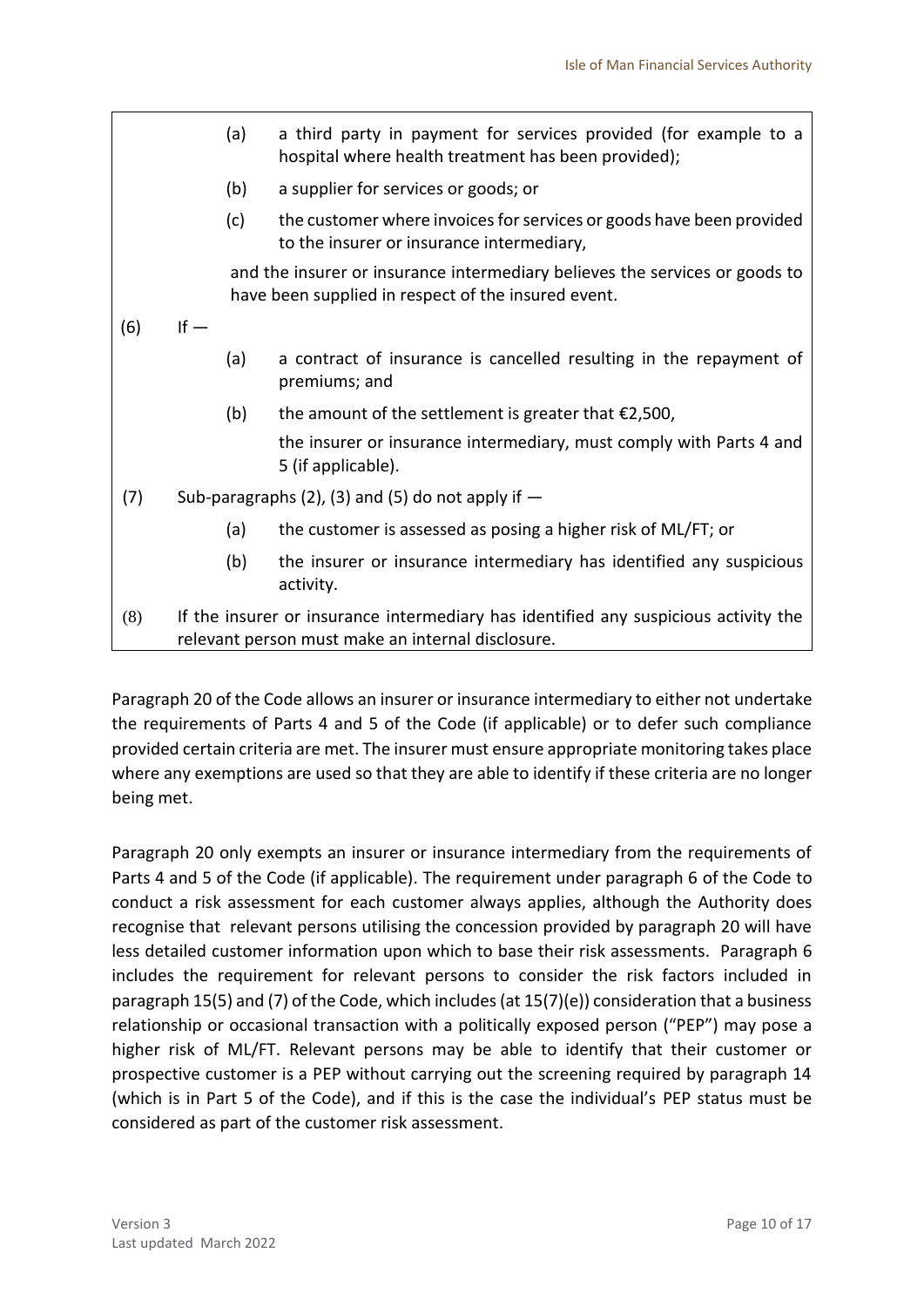(a) a third party in payment for services provided (for example to a hospital where health treatment has been provided);

(b) a supplier for services or goods; or

(c) the customer where invoices for services or goods have been provided to the insurer or insurance intermediary,

and the insurer or insurance intermediary believes the services or goods to have been supplied in respect of the insured event.

(6) If —

(a) a contract of insurance is cancelled resulting in the repayment of premiums; and

(b) the amount of the settlement is greater that €2,500,

the insurer or insurance intermediary, must comply with Parts 4 and 5 (if applicable).

(7) Sub-paragraphs (2), (3) and (5) do not apply if —

(a) the customer is assessed as posing a higher risk of ML/FT; or

(b) the insurer or insurance intermediary has identified any suspicious activity.

(8) If the insurer or insurance intermediary has identified any suspicious activity the relevant person must make an internal disclosure.

Paragraph 20 of the Code allows an insurer or insurance intermediary to either not undertake the requirements of Parts 4 and 5 of the Code (if applicable) or to defer such compliance provided certain criteria are met. The insurer must ensure appropriate monitoring takes place where any exemptions are used so that they are able to identify if these criteria are no longer being met.

Paragraph 20 only exempts an insurer or insurance intermediary from the requirements of Parts 4 and 5 of the Code (if applicable). The requirement under paragraph 6 of the Code to conduct a risk assessment for each customer always applies, although the Authority does recognise that relevant persons utilising the concession provided by paragraph 20 will have less detailed customer information upon which to base their risk assessments. Paragraph 6 includes the requirement for relevant persons to consider the risk factors included in paragraph 15(5) and (7) of the Code, which includes (at 15(7)(e)) consideration that a business relationship or occasional transaction with a politically exposed person ("PEP") may pose a higher risk of ML/FT. Relevant persons may be able to identify that their customer or prospective customer is a PEP without carrying out the screening required by paragraph 14 (which is in Part 5 of the Code), and if this is the case the individual's PEP status must be considered as part of the customer risk assessment.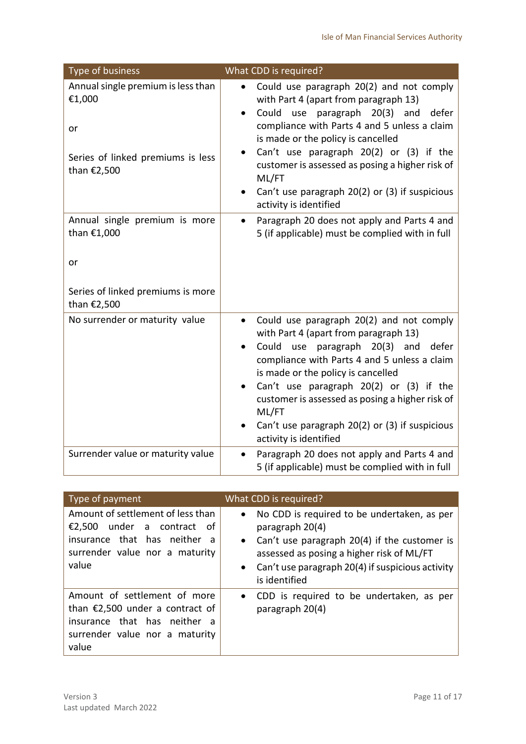| Type of business | What CDD is required? |
|---|---|
| Annual single premium is less than €1,000<br><br>or<br><br>Series of linked premiums is less than €2,500 | • Could use paragraph 20(2) and not comply with Part 4 (apart from paragraph 13)<br>• Could use paragraph 20(3) and defer compliance with Parts 4 and 5 unless a claim is made or the policy is cancelled<br>• Can't use paragraph 20(2) or (3) if the customer is assessed as posing a higher risk of ML/FT<br>• Can't use paragraph 20(2) or (3) if suspicious activity is identified |
| Annual single premium is more than €1,000<br><br>or<br><br>Series of linked premiums is more than €2,500 | • Paragraph 20 does not apply and Parts 4 and 5 (if applicable) must be complied with in full |
| No surrender or maturity value | • Could use paragraph 20(2) and not comply with Part 4 (apart from paragraph 13)<br>• Could use paragraph 20(3) and defer compliance with Parts 4 and 5 unless a claim is made or the policy is cancelled<br>• Can't use paragraph 20(2) or (3) if the customer is assessed as posing a higher risk of ML/FT<br>• Can't use paragraph 20(2) or (3) if suspicious activity is identified |
| Surrender value or maturity value | • Paragraph 20 does not apply and Parts 4 and 5 (if applicable) must be complied with in full |

| Type of payment | What CDD is required? |
|---|---|
| Amount of settlement of less than €2,500 under a contract of insurance that has neither a surrender value nor a maturity value | • No CDD is required to be undertaken, as per paragraph 20(4)<br>• Can't use paragraph 20(4) if the customer is assessed as posing a higher risk of ML/FT<br>• Can't use paragraph 20(4) if suspicious activity is identified |
| Amount of settlement of more than €2,500 under a contract of insurance that has neither a surrender value nor a maturity value | • CDD is required to be undertaken, as per paragraph 20(4) |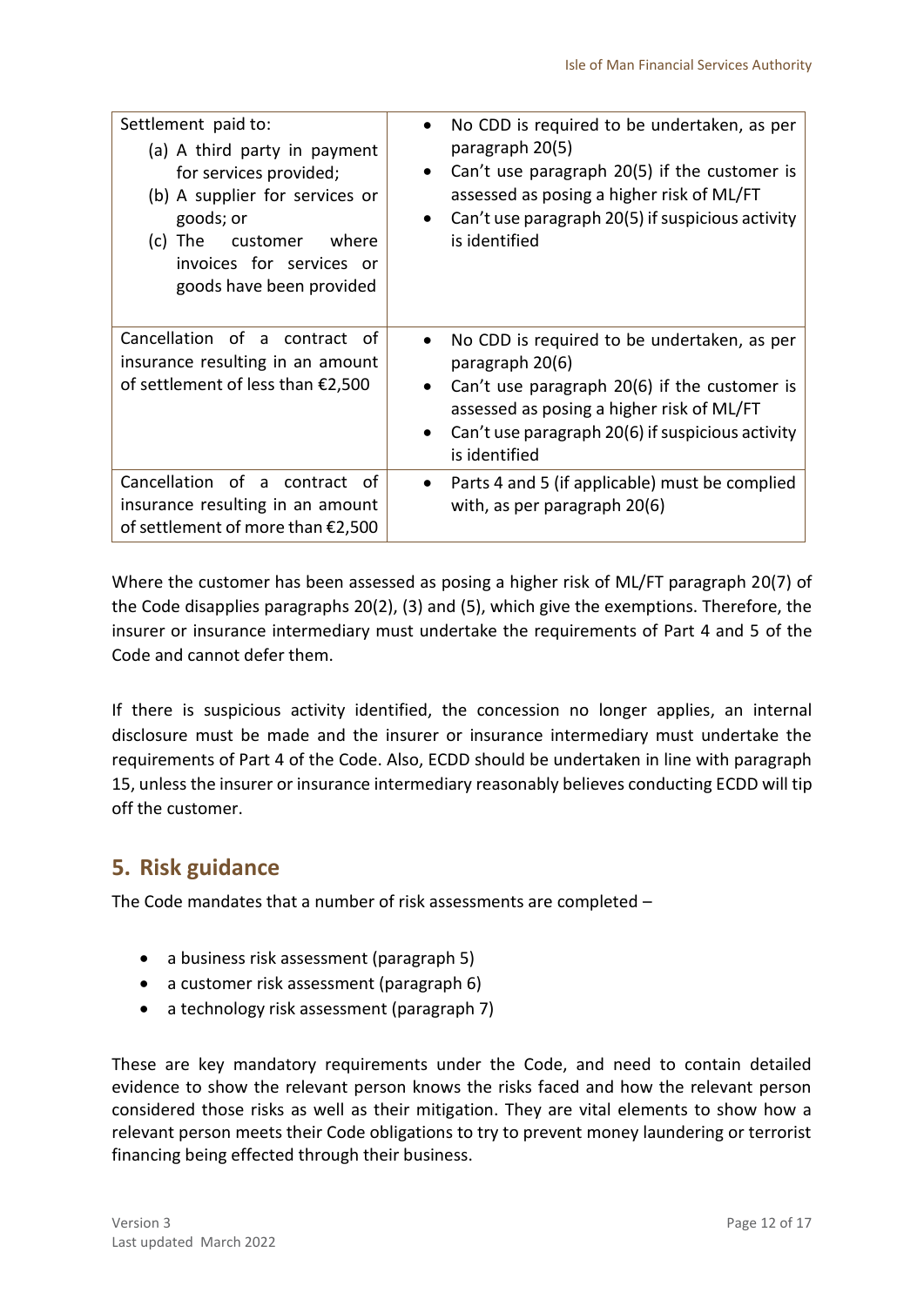| | |
|---|---|
| Settlement paid to:<br>(a) A third party in payment for services provided;<br>(b) A supplier for services or goods; or<br>(c) The customer where invoices for services or goods have been provided | • No CDD is required to be undertaken, as per paragraph 20(5)<br>• Can't use paragraph 20(5) if the customer is assessed as posing a higher risk of ML/FT<br>• Can't use paragraph 20(5) if suspicious activity is identified |
| Cancellation of a contract of insurance resulting in an amount of settlement of less than €2,500 | • No CDD is required to be undertaken, as per paragraph 20(6)<br>• Can't use paragraph 20(6) if the customer is assessed as posing a higher risk of ML/FT<br>• Can't use paragraph 20(6) if suspicious activity is identified |
| Cancellation of a contract of insurance resulting in an amount of settlement of more than €2,500 | • Parts 4 and 5 (if applicable) must be complied with, as per paragraph 20(6) |

Where the customer has been assessed as posing a higher risk of ML/FT paragraph 20(7) of the Code disapplies paragraphs 20(2), (3) and (5), which give the exemptions. Therefore, the insurer or insurance intermediary must undertake the requirements of Part 4 and 5 of the Code and cannot defer them.

If there is suspicious activity identified, the concession no longer applies, an internal disclosure must be made and the insurer or insurance intermediary must undertake the requirements of Part 4 of the Code. Also, ECDD should be undertaken in line with paragraph 15, unless the insurer or insurance intermediary reasonably believes conducting ECDD will tip off the customer.

## 5. Risk guidance

The Code mandates that a number of risk assessments are completed –

- a business risk assessment (paragraph 5)
- a customer risk assessment (paragraph 6)
- a technology risk assessment (paragraph 7)

These are key mandatory requirements under the Code, and need to contain detailed evidence to show the relevant person knows the risks faced and how the relevant person considered those risks as well as their mitigation. They are vital elements to show how a relevant person meets their Code obligations to try to prevent money laundering or terrorist financing being effected through their business.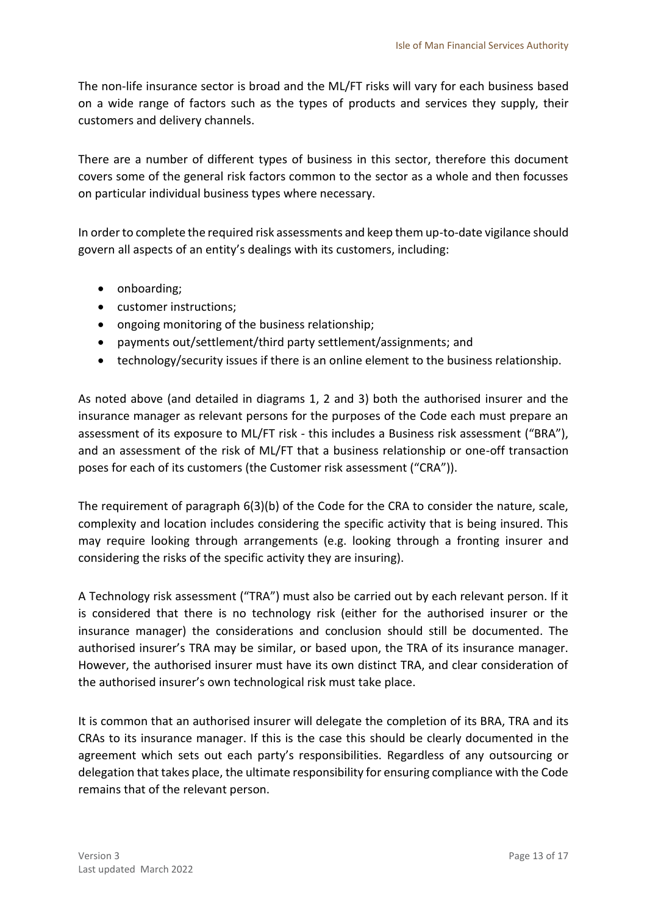The non-life insurance sector is broad and the ML/FT risks will vary for each business based on a wide range of factors such as the types of products and services they supply, their customers and delivery channels.

There are a number of different types of business in this sector, therefore this document covers some of the general risk factors common to the sector as a whole and then focusses on particular individual business types where necessary.

In order to complete the required risk assessments and keep them up-to-date vigilance should govern all aspects of an entity's dealings with its customers, including:

- onboarding;
- customer instructions;
- ongoing monitoring of the business relationship;
- payments out/settlement/third party settlement/assignments; and
- technology/security issues if there is an online element to the business relationship.

As noted above (and detailed in diagrams 1, 2 and 3) both the authorised insurer and the insurance manager as relevant persons for the purposes of the Code each must prepare an assessment of its exposure to ML/FT risk - this includes a Business risk assessment ("BRA"), and an assessment of the risk of ML/FT that a business relationship or one-off transaction poses for each of its customers (the Customer risk assessment ("CRA")).

The requirement of paragraph 6(3)(b) of the Code for the CRA to consider the nature, scale, complexity and location includes considering the specific activity that is being insured. This may require looking through arrangements (e.g. looking through a fronting insurer and considering the risks of the specific activity they are insuring).

A Technology risk assessment ("TRA") must also be carried out by each relevant person. If it is considered that there is no technology risk (either for the authorised insurer or the insurance manager) the considerations and conclusion should still be documented. The authorised insurer's TRA may be similar, or based upon, the TRA of its insurance manager. However, the authorised insurer must have its own distinct TRA, and clear consideration of the authorised insurer's own technological risk must take place.

It is common that an authorised insurer will delegate the completion of its BRA, TRA and its CRAs to its insurance manager. If this is the case this should be clearly documented in the agreement which sets out each party's responsibilities. Regardless of any outsourcing or delegation that takes place, the ultimate responsibility for ensuring compliance with the Code remains that of the relevant person.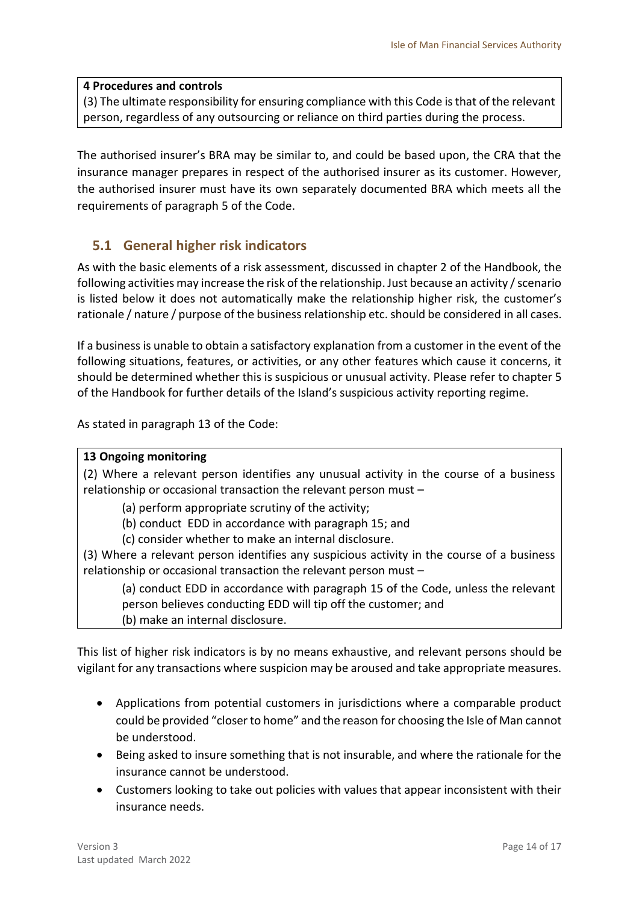> **4 Procedures and controls**
> (3) The ultimate responsibility for ensuring compliance with this Code is that of the relevant person, regardless of any outsourcing or reliance on third parties during the process.

The authorised insurer's BRA may be similar to, and could be based upon, the CRA that the insurance manager prepares in respect of the authorised insurer as its customer. However, the authorised insurer must have its own separately documented BRA which meets all the requirements of paragraph 5 of the Code.

## 5.1 General higher risk indicators

As with the basic elements of a risk assessment, discussed in chapter 2 of the Handbook, the following activities may increase the risk of the relationship. Just because an activity / scenario is listed below it does not automatically make the relationship higher risk, the customer's rationale / nature / purpose of the business relationship etc. should be considered in all cases.

If a business is unable to obtain a satisfactory explanation from a customer in the event of the following situations, features, or activities, or any other features which cause it concerns, it should be determined whether this is suspicious or unusual activity. Please refer to chapter 5 of the Handbook for further details of the Island's suspicious activity reporting regime.

As stated in paragraph 13 of the Code:

> **13 Ongoing monitoring**
> (2) Where a relevant person identifies any unusual activity in the course of a business relationship or occasional transaction the relevant person must –
>
> (a) perform appropriate scrutiny of the activity;
> (b) conduct EDD in accordance with paragraph 15; and
> (c) consider whether to make an internal disclosure.
>
> (3) Where a relevant person identifies any suspicious activity in the course of a business relationship or occasional transaction the relevant person must –
>
> (a) conduct EDD in accordance with paragraph 15 of the Code, unless the relevant person believes conducting EDD will tip off the customer; and
> (b) make an internal disclosure.

This list of higher risk indicators is by no means exhaustive, and relevant persons should be vigilant for any transactions where suspicion may be aroused and take appropriate measures.

- Applications from potential customers in jurisdictions where a comparable product could be provided "closer to home" and the reason for choosing the Isle of Man cannot be understood.
- Being asked to insure something that is not insurable, and where the rationale for the insurance cannot be understood.
- Customers looking to take out policies with values that appear inconsistent with their insurance needs.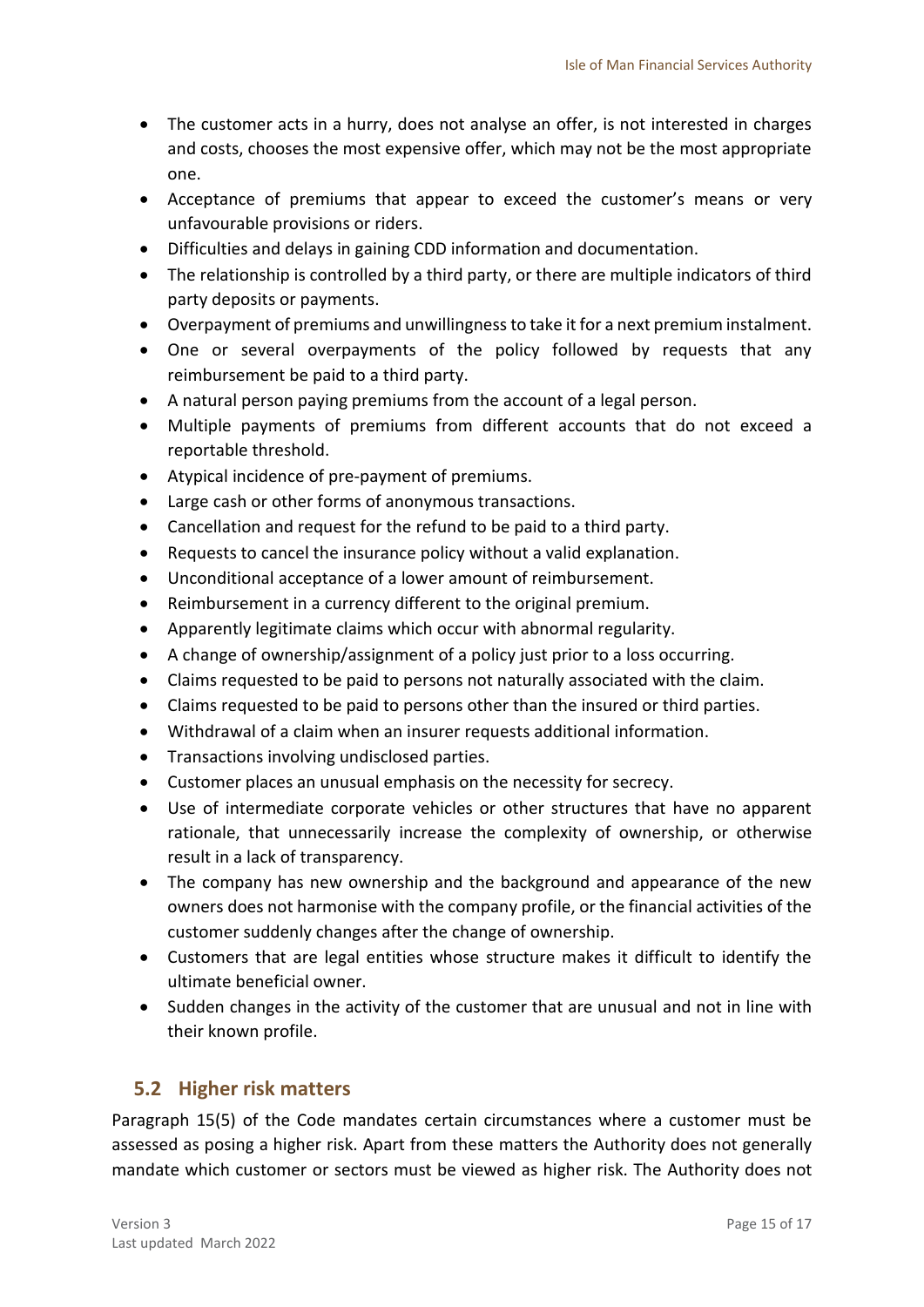- The customer acts in a hurry, does not analyse an offer, is not interested in charges and costs, chooses the most expensive offer, which may not be the most appropriate one.
- Acceptance of premiums that appear to exceed the customer's means or very unfavourable provisions or riders.
- Difficulties and delays in gaining CDD information and documentation.
- The relationship is controlled by a third party, or there are multiple indicators of third party deposits or payments.
- Overpayment of premiums and unwillingness to take it for a next premium instalment.
- One or several overpayments of the policy followed by requests that any reimbursement be paid to a third party.
- A natural person paying premiums from the account of a legal person.
- Multiple payments of premiums from different accounts that do not exceed a reportable threshold.
- Atypical incidence of pre-payment of premiums.
- Large cash or other forms of anonymous transactions.
- Cancellation and request for the refund to be paid to a third party.
- Requests to cancel the insurance policy without a valid explanation.
- Unconditional acceptance of a lower amount of reimbursement.
- Reimbursement in a currency different to the original premium.
- Apparently legitimate claims which occur with abnormal regularity.
- A change of ownership/assignment of a policy just prior to a loss occurring.
- Claims requested to be paid to persons not naturally associated with the claim.
- Claims requested to be paid to persons other than the insured or third parties.
- Withdrawal of a claim when an insurer requests additional information.
- Transactions involving undisclosed parties.
- Customer places an unusual emphasis on the necessity for secrecy.
- Use of intermediate corporate vehicles or other structures that have no apparent rationale, that unnecessarily increase the complexity of ownership, or otherwise result in a lack of transparency.
- The company has new ownership and the background and appearance of the new owners does not harmonise with the company profile, or the financial activities of the customer suddenly changes after the change of ownership.
- Customers that are legal entities whose structure makes it difficult to identify the ultimate beneficial owner.
- Sudden changes in the activity of the customer that are unusual and not in line with their known profile.

## 5.2 Higher risk matters

Paragraph 15(5) of the Code mandates certain circumstances where a customer must be assessed as posing a higher risk. Apart from these matters the Authority does not generally mandate which customer or sectors must be viewed as higher risk. The Authority does not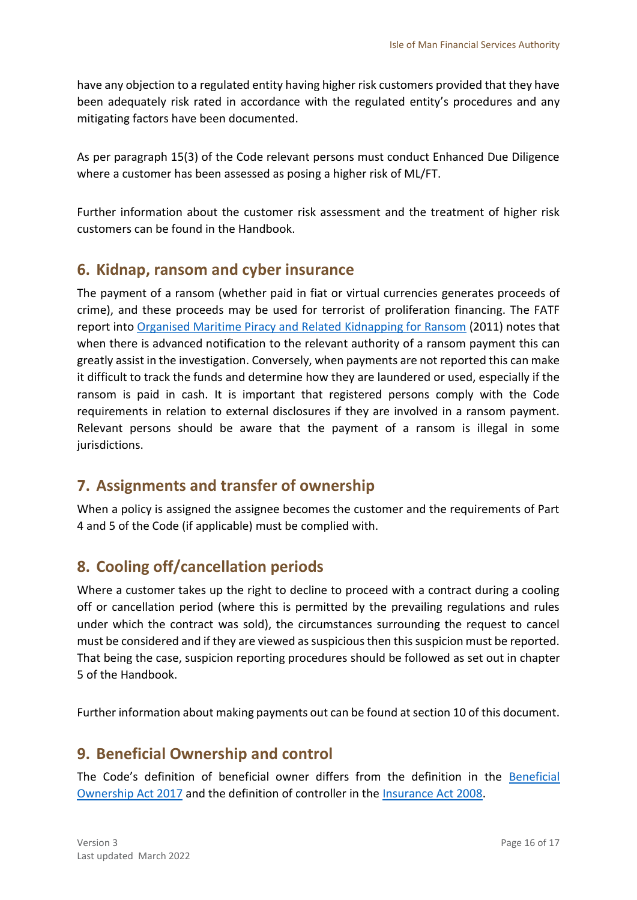have any objection to a regulated entity having higher risk customers provided that they have been adequately risk rated in accordance with the regulated entity's procedures and any mitigating factors have been documented.

As per paragraph 15(3) of the Code relevant persons must conduct Enhanced Due Diligence where a customer has been assessed as posing a higher risk of ML/FT.

Further information about the customer risk assessment and the treatment of higher risk customers can be found in the Handbook.

## 6. Kidnap, ransom and cyber insurance

The payment of a ransom (whether paid in fiat or virtual currencies generates proceeds of crime), and these proceeds may be used for terrorist of proliferation financing. The FATF report into [Organised Maritime Piracy and Related Kidnapping for Ransom](#) (2011) notes that when there is advanced notification to the relevant authority of a ransom payment this can greatly assist in the investigation. Conversely, when payments are not reported this can make it difficult to track the funds and determine how they are laundered or used, especially if the ransom is paid in cash. It is important that registered persons comply with the Code requirements in relation to external disclosures if they are involved in a ransom payment. Relevant persons should be aware that the payment of a ransom is illegal in some jurisdictions.

## 7. Assignments and transfer of ownership

When a policy is assigned the assignee becomes the customer and the requirements of Part 4 and 5 of the Code (if applicable) must be complied with.

## 8. Cooling off/cancellation periods

Where a customer takes up the right to decline to proceed with a contract during a cooling off or cancellation period (where this is permitted by the prevailing regulations and rules under which the contract was sold), the circumstances surrounding the request to cancel must be considered and if they are viewed as suspicious then this suspicion must be reported. That being the case, suspicion reporting procedures should be followed as set out in chapter 5 of the Handbook.

Further information about making payments out can be found at section 10 of this document.

## 9. Beneficial Ownership and control

The Code's definition of beneficial owner differs from the definition in the [Beneficial Ownership Act 2017](#) and the definition of controller in the [Insurance Act 2008](#).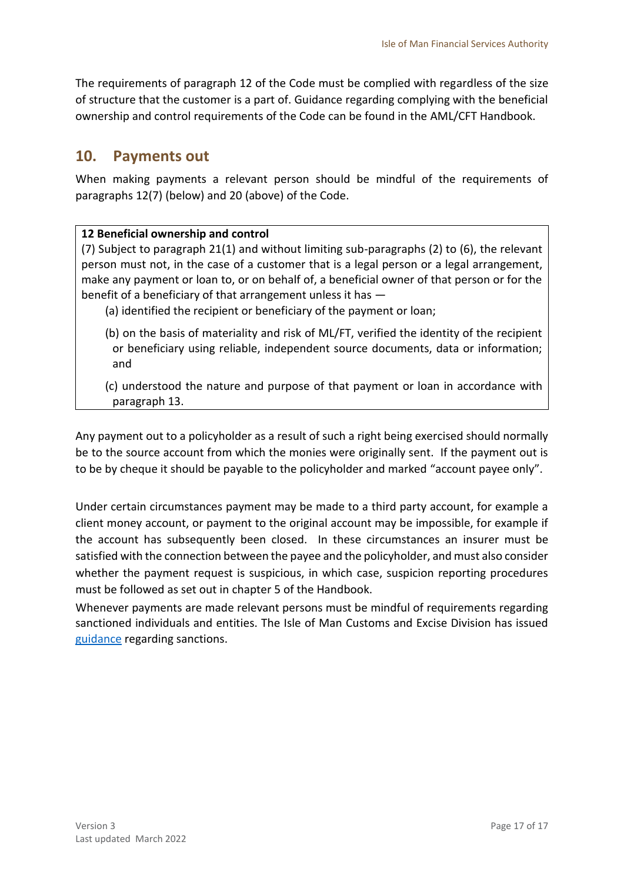The requirements of paragraph 12 of the Code must be complied with regardless of the size of structure that the customer is a part of. Guidance regarding complying with the beneficial ownership and control requirements of the Code can be found in the AML/CFT Handbook.

## 10. Payments out

When making payments a relevant person should be mindful of the requirements of paragraphs 12(7) (below) and 20 (above) of the Code.

> **12 Beneficial ownership and control**
>
> (7) Subject to paragraph 21(1) and without limiting sub-paragraphs (2) to (6), the relevant person must not, in the case of a customer that is a legal person or a legal arrangement, make any payment or loan to, or on behalf of, a beneficial owner of that person or for the benefit of a beneficiary of that arrangement unless it has —
>
> (a) identified the recipient or beneficiary of the payment or loan;
>
> (b) on the basis of materiality and risk of ML/FT, verified the identity of the recipient or beneficiary using reliable, independent source documents, data or information; and
>
> (c) understood the nature and purpose of that payment or loan in accordance with paragraph 13.

Any payment out to a policyholder as a result of such a right being exercised should normally be to the source account from which the monies were originally sent. If the payment out is to be by cheque it should be payable to the policyholder and marked "account payee only".

Under certain circumstances payment may be made to a third party account, for example a client money account, or payment to the original account may be impossible, for example if the account has subsequently been closed. In these circumstances an insurer must be satisfied with the connection between the payee and the policyholder, and must also consider whether the payment request is suspicious, in which case, suspicion reporting procedures must be followed as set out in chapter 5 of the Handbook.

Whenever payments are made relevant persons must be mindful of requirements regarding sanctioned individuals and entities. The Isle of Man Customs and Excise Division has issued guidance regarding sanctions.